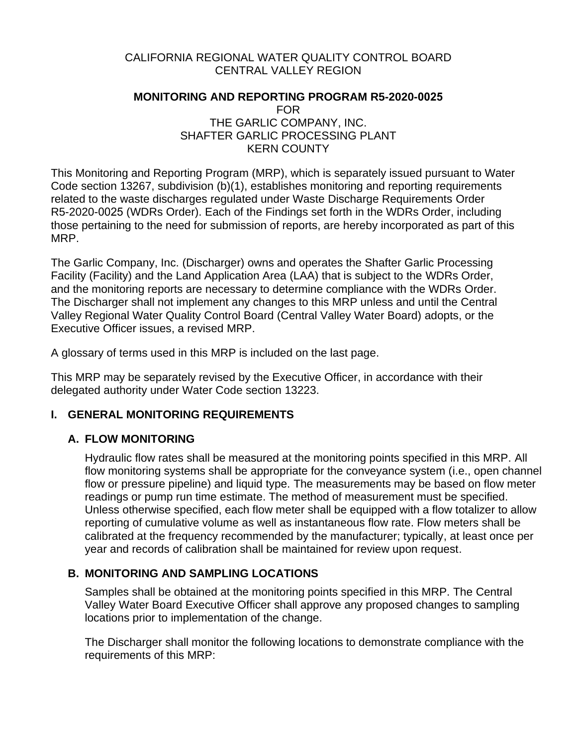CALIFORNIA REGIONAL WATER QUALITY CONTROL BOARD
CENTRAL VALLEY REGION

**MONITORING AND REPORTING PROGRAM R5-2020-0025**
FOR
THE GARLIC COMPANY, INC.
SHAFTER GARLIC PROCESSING PLANT
KERN COUNTY

This Monitoring and Reporting Program (MRP), which is separately issued pursuant to Water Code section 13267, subdivision (b)(1), establishes monitoring and reporting requirements related to the waste discharges regulated under Waste Discharge Requirements Order R5-2020-0025 (WDRs Order). Each of the Findings set forth in the WDRs Order, including those pertaining to the need for submission of reports, are hereby incorporated as part of this MRP.

The Garlic Company, Inc. (Discharger) owns and operates the Shafter Garlic Processing Facility (Facility) and the Land Application Area (LAA) that is subject to the WDRs Order, and the monitoring reports are necessary to determine compliance with the WDRs Order. The Discharger shall not implement any changes to this MRP unless and until the Central Valley Regional Water Quality Control Board (Central Valley Water Board) adopts, or the Executive Officer issues, a revised MRP.

A glossary of terms used in this MRP is included on the last page.

This MRP may be separately revised by the Executive Officer, in accordance with their delegated authority under Water Code section 13223.

## I. GENERAL MONITORING REQUIREMENTS

### A. FLOW MONITORING

Hydraulic flow rates shall be measured at the monitoring points specified in this MRP. All flow monitoring systems shall be appropriate for the conveyance system (i.e., open channel flow or pressure pipeline) and liquid type. The measurements may be based on flow meter readings or pump run time estimate. The method of measurement must be specified. Unless otherwise specified, each flow meter shall be equipped with a flow totalizer to allow reporting of cumulative volume as well as instantaneous flow rate. Flow meters shall be calibrated at the frequency recommended by the manufacturer; typically, at least once per year and records of calibration shall be maintained for review upon request.

### B. MONITORING AND SAMPLING LOCATIONS

Samples shall be obtained at the monitoring points specified in this MRP. The Central Valley Water Board Executive Officer shall approve any proposed changes to sampling locations prior to implementation of the change.

The Discharger shall monitor the following locations to demonstrate compliance with the requirements of this MRP: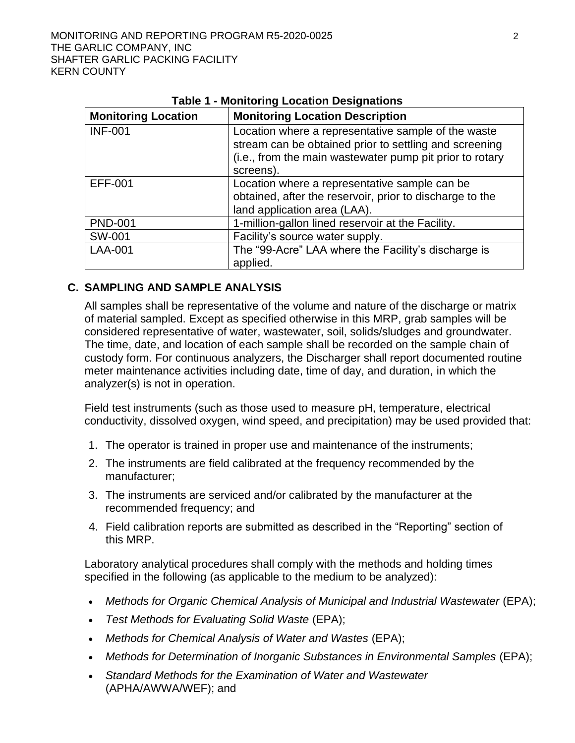**Table 1 - Monitoring Location Designations**

| Monitoring Location | Monitoring Location Description |
|---|---|
| INF-001 | Location where a representative sample of the waste stream can be obtained prior to settling and screening (i.e., from the main wastewater pump pit prior to rotary screens). |
| EFF-001 | Location where a representative sample can be obtained, after the reservoir, prior to discharge to the land application area (LAA). |
| PND-001 | 1-million-gallon lined reservoir at the Facility. |
| SW-001 | Facility's source water supply. |
| LAA-001 | The "99-Acre" LAA where the Facility's discharge is applied. |

## C. SAMPLING AND SAMPLE ANALYSIS

All samples shall be representative of the volume and nature of the discharge or matrix of material sampled. Except as specified otherwise in this MRP, grab samples will be considered representative of water, wastewater, soil, solids/sludges and groundwater. The time, date, and location of each sample shall be recorded on the sample chain of custody form. For continuous analyzers, the Discharger shall report documented routine meter maintenance activities including date, time of day, and duration, in which the analyzer(s) is not in operation.

Field test instruments (such as those used to measure pH, temperature, electrical conductivity, dissolved oxygen, wind speed, and precipitation) may be used provided that:

1. The operator is trained in proper use and maintenance of the instruments;
2. The instruments are field calibrated at the frequency recommended by the manufacturer;
3. The instruments are serviced and/or calibrated by the manufacturer at the recommended frequency; and
4. Field calibration reports are submitted as described in the "Reporting" section of this MRP.

Laboratory analytical procedures shall comply with the methods and holding times specified in the following (as applicable to the medium to be analyzed):

- *Methods for Organic Chemical Analysis of Municipal and Industrial Wastewater* (EPA);
- *Test Methods for Evaluating Solid Waste* (EPA);
- *Methods for Chemical Analysis of Water and Wastes* (EPA);
- *Methods for Determination of Inorganic Substances in Environmental Samples* (EPA);
- *Standard Methods for the Examination of Water and Wastewater* (APHA/AWWA/WEF); and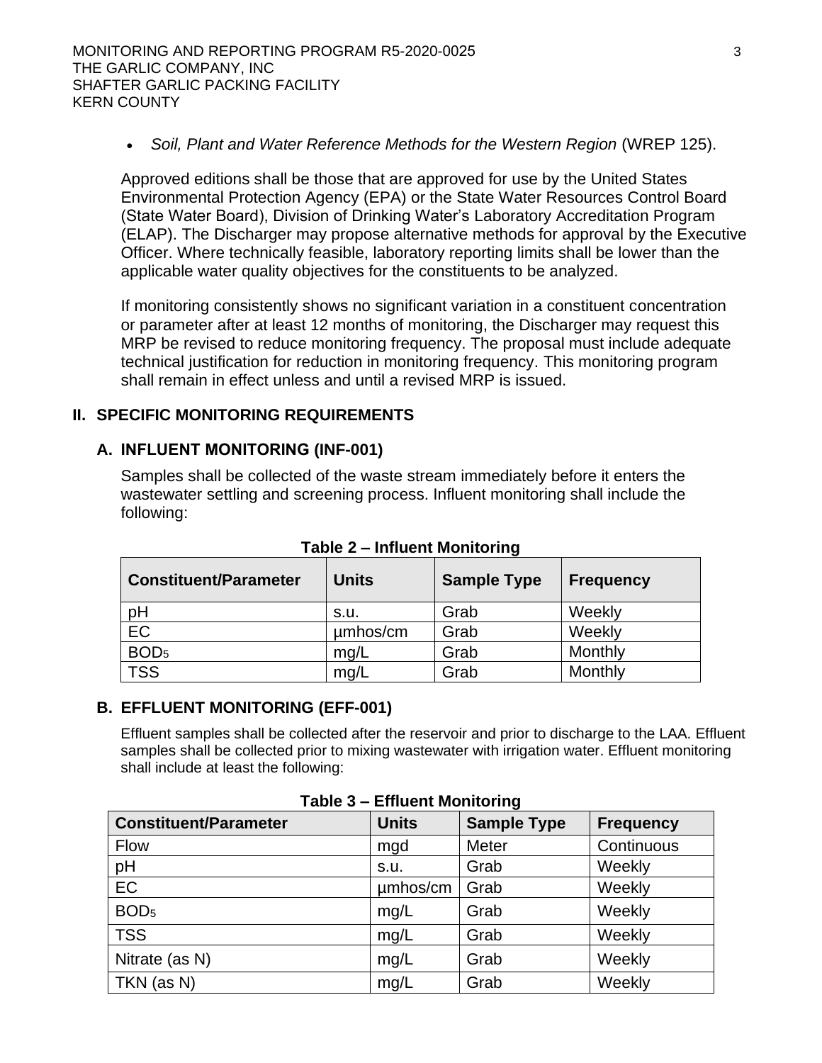- *Soil, Plant and Water Reference Methods for the Western Region* (WREP 125).

Approved editions shall be those that are approved for use by the United States Environmental Protection Agency (EPA) or the State Water Resources Control Board (State Water Board), Division of Drinking Water's Laboratory Accreditation Program (ELAP). The Discharger may propose alternative methods for approval by the Executive Officer. Where technically feasible, laboratory reporting limits shall be lower than the applicable water quality objectives for the constituents to be analyzed.

If monitoring consistently shows no significant variation in a constituent concentration or parameter after at least 12 months of monitoring, the Discharger may request this MRP be revised to reduce monitoring frequency. The proposal must include adequate technical justification for reduction in monitoring frequency. This monitoring program shall remain in effect unless and until a revised MRP is issued.

## II. SPECIFIC MONITORING REQUIREMENTS

### A. INFLUENT MONITORING (INF-001)

Samples shall be collected of the waste stream immediately before it enters the wastewater settling and screening process. Influent monitoring shall include the following:

**Table 2 – Influent Monitoring**

| Constituent/Parameter | Units | Sample Type | Frequency |
|---|---|---|---|
| pH | s.u. | Grab | Weekly |
| EC | µmhos/cm | Grab | Weekly |
| $BOD_5$ | mg/L | Grab | Monthly |
| TSS | mg/L | Grab | Monthly |

### B. EFFLUENT MONITORING (EFF-001)

Effluent samples shall be collected after the reservoir and prior to discharge to the LAA. Effluent samples shall be collected prior to mixing wastewater with irrigation water. Effluent monitoring shall include at least the following:

**Table 3 – Effluent Monitoring**

| Constituent/Parameter | Units | Sample Type | Frequency |
|---|---|---|---|
| Flow | mgd | Meter | Continuous |
| pH | s.u. | Grab | Weekly |
| EC | µmhos/cm | Grab | Weekly |
| $BOD_5$ | mg/L | Grab | Weekly |
| TSS | mg/L | Grab | Weekly |
| Nitrate (as N) | mg/L | Grab | Weekly |
| TKN (as N) | mg/L | Grab | Weekly |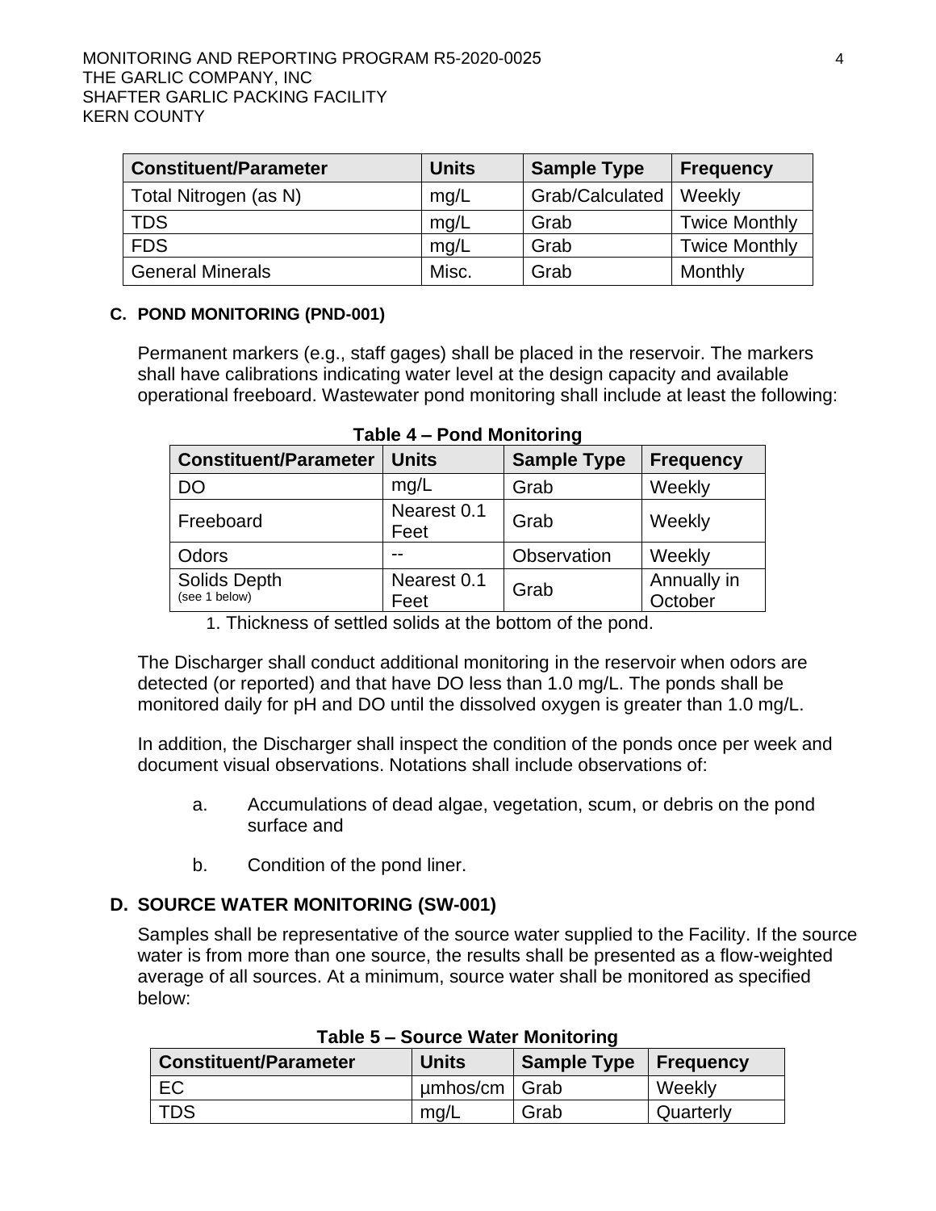| Constituent/Parameter | Units | Sample Type | Frequency |
|---|---|---|---|
| Total Nitrogen (as N) | mg/L | Grab/Calculated | Weekly |
| TDS | mg/L | Grab | Twice Monthly |
| FDS | mg/L | Grab | Twice Monthly |
| General Minerals | Misc. | Grab | Monthly |

### C. POND MONITORING (PND-001)

Permanent markers (e.g., staff gages) shall be placed in the reservoir. The markers shall have calibrations indicating water level at the design capacity and available operational freeboard. Wastewater pond monitoring shall include at least the following:

**Table 4 – Pond Monitoring**

| Constituent/Parameter | Units | Sample Type | Frequency |
|---|---|---|---|
| DO | mg/L | Grab | Weekly |
| Freeboard | Nearest 0.1 Feet | Grab | Weekly |
| Odors | -- | Observation | Weekly |
| Solids Depth (see 1 below) | Nearest 0.1 Feet | Grab | Annually in October |

1. Thickness of settled solids at the bottom of the pond.

The Discharger shall conduct additional monitoring in the reservoir when odors are detected (or reported) and that have DO less than 1.0 mg/L. The ponds shall be monitored daily for pH and DO until the dissolved oxygen is greater than 1.0 mg/L.

In addition, the Discharger shall inspect the condition of the ponds once per week and document visual observations. Notations shall include observations of:

a. Accumulations of dead algae, vegetation, scum, or debris on the pond surface and

b. Condition of the pond liner.

### D. SOURCE WATER MONITORING (SW-001)

Samples shall be representative of the source water supplied to the Facility. If the source water is from more than one source, the results shall be presented as a flow-weighted average of all sources. At a minimum, source water shall be monitored as specified below:

**Table 5 – Source Water Monitoring**

| Constituent/Parameter | Units | Sample Type | Frequency |
|---|---|---|---|
| EC | µmhos/cm | Grab | Weekly |
| TDS | mg/L | Grab | Quarterly |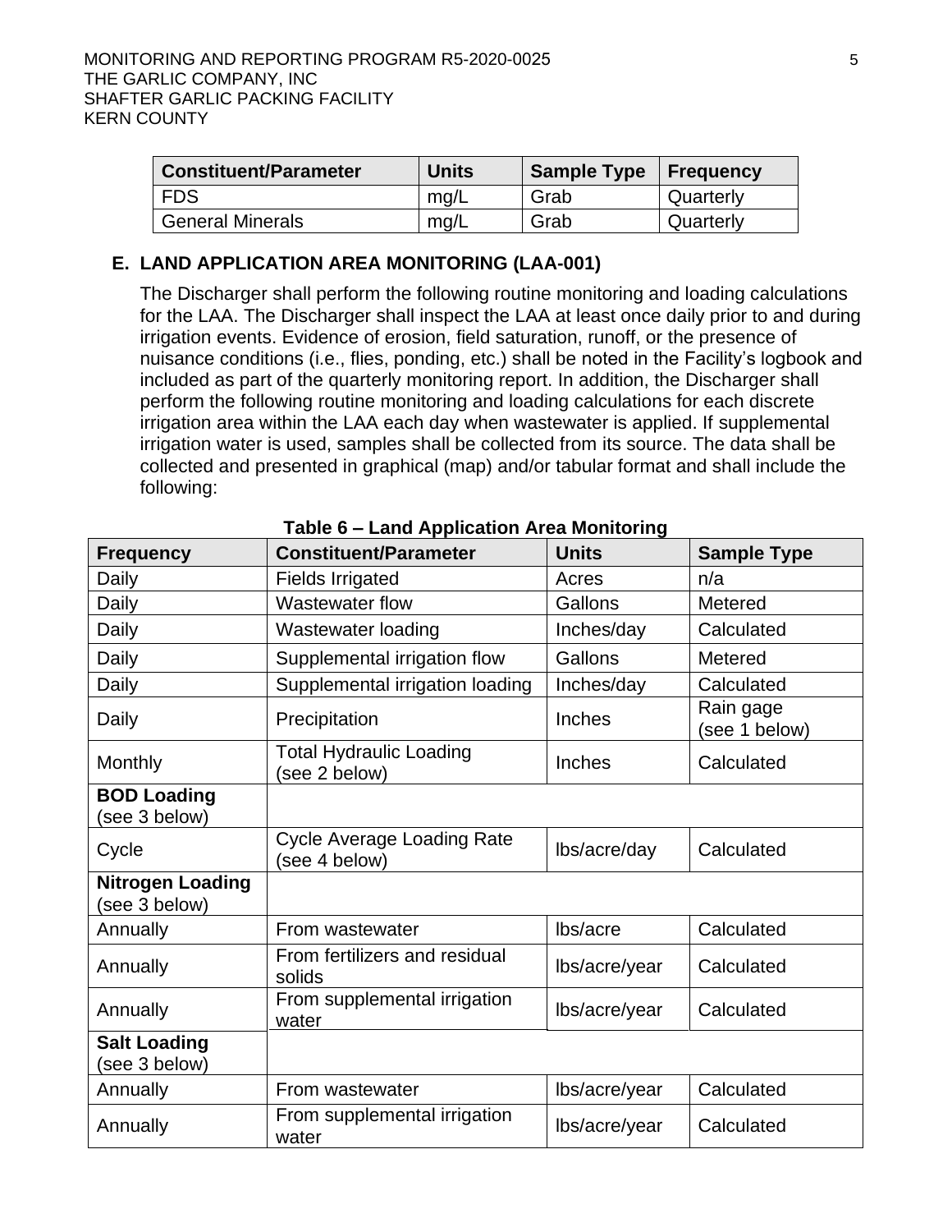| Constituent/Parameter | Units | Sample Type | Frequency |
|---|---|---|---|
| FDS | mg/L | Grab | Quarterly |
| General Minerals | mg/L | Grab | Quarterly |

## E. LAND APPLICATION AREA MONITORING (LAA-001)

The Discharger shall perform the following routine monitoring and loading calculations for the LAA. The Discharger shall inspect the LAA at least once daily prior to and during irrigation events. Evidence of erosion, field saturation, runoff, or the presence of nuisance conditions (i.e., flies, ponding, etc.) shall be noted in the Facility's logbook and included as part of the quarterly monitoring report. In addition, the Discharger shall perform the following routine monitoring and loading calculations for each discrete irrigation area within the LAA each day when wastewater is applied. If supplemental irrigation water is used, samples shall be collected from its source. The data shall be collected and presented in graphical (map) and/or tabular format and shall include the following:

**Table 6 – Land Application Area Monitoring**

| Frequency | Constituent/Parameter | Units | Sample Type |
|---|---|---|---|
| Daily | Fields Irrigated | Acres | n/a |
| Daily | Wastewater flow | Gallons | Metered |
| Daily | Wastewater loading | Inches/day | Calculated |
| Daily | Supplemental irrigation flow | Gallons | Metered |
| Daily | Supplemental irrigation loading | Inches/day | Calculated |
| Daily | Precipitation | Inches | Rain gage (see 1 below) |
| Monthly | Total Hydraulic Loading (see 2 below) | Inches | Calculated |
| **BOD Loading** (see 3 below) | | | |
| Cycle | Cycle Average Loading Rate (see 4 below) | lbs/acre/day | Calculated |
| **Nitrogen Loading** (see 3 below) | | | |
| Annually | From wastewater | lbs/acre | Calculated |
| Annually | From fertilizers and residual solids | lbs/acre/year | Calculated |
| Annually | From supplemental irrigation water | lbs/acre/year | Calculated |
| **Salt Loading** (see 3 below) | | | |
| Annually | From wastewater | lbs/acre/year | Calculated |
| Annually | From supplemental irrigation water | lbs/acre/year | Calculated |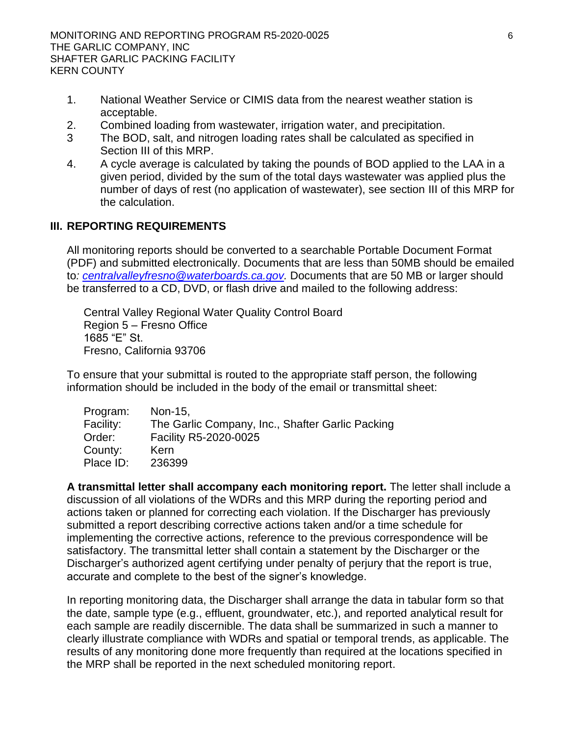1. National Weather Service or CIMIS data from the nearest weather station is acceptable.
2. Combined loading from wastewater, irrigation water, and precipitation.
3 The BOD, salt, and nitrogen loading rates shall be calculated as specified in Section III of this MRP.
4. A cycle average is calculated by taking the pounds of BOD applied to the LAA in a given period, divided by the sum of the total days wastewater was applied plus the number of days of rest (no application of wastewater), see section III of this MRP for the calculation.

## III. REPORTING REQUIREMENTS

All monitoring reports should be converted to a searchable Portable Document Format (PDF) and submitted electronically. Documents that are less than 50MB should be emailed to*: centralvalleyfresno@waterboards.ca.gov.* Documents that are 50 MB or larger should be transferred to a CD, DVD, or flash drive and mailed to the following address:

Central Valley Regional Water Quality Control Board
Region 5 – Fresno Office
1685 "E" St.
Fresno, California 93706

To ensure that your submittal is routed to the appropriate staff person, the following information should be included in the body of the email or transmittal sheet:

Program: Non-15,
Facility: The Garlic Company, Inc., Shafter Garlic Packing
Order: Facility R5-2020-0025
County: Kern
Place ID: 236399

**A transmittal letter shall accompany each monitoring report.** The letter shall include a discussion of all violations of the WDRs and this MRP during the reporting period and actions taken or planned for correcting each violation. If the Discharger has previously submitted a report describing corrective actions taken and/or a time schedule for implementing the corrective actions, reference to the previous correspondence will be satisfactory. The transmittal letter shall contain a statement by the Discharger or the Discharger's authorized agent certifying under penalty of perjury that the report is true, accurate and complete to the best of the signer's knowledge.

In reporting monitoring data, the Discharger shall arrange the data in tabular form so that the date, sample type (e.g., effluent, groundwater, etc.), and reported analytical result for each sample are readily discernible. The data shall be summarized in such a manner to clearly illustrate compliance with WDRs and spatial or temporal trends, as applicable. The results of any monitoring done more frequently than required at the locations specified in the MRP shall be reported in the next scheduled monitoring report.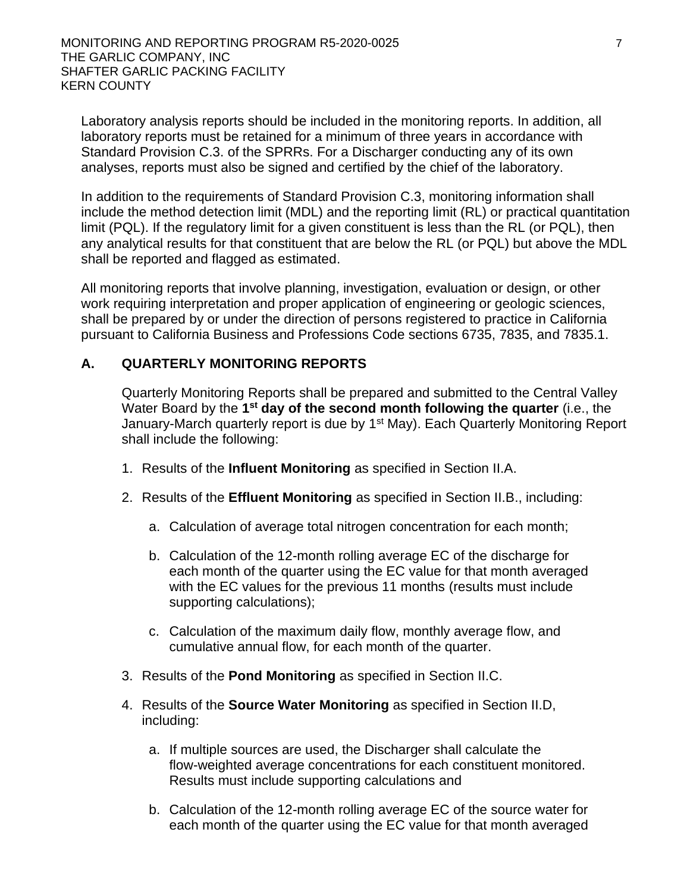Laboratory analysis reports should be included in the monitoring reports. In addition, all laboratory reports must be retained for a minimum of three years in accordance with Standard Provision C.3. of the SPRRs. For a Discharger conducting any of its own analyses, reports must also be signed and certified by the chief of the laboratory.

In addition to the requirements of Standard Provision C.3, monitoring information shall include the method detection limit (MDL) and the reporting limit (RL) or practical quantitation limit (PQL). If the regulatory limit for a given constituent is less than the RL (or PQL), then any analytical results for that constituent that are below the RL (or PQL) but above the MDL shall be reported and flagged as estimated.

All monitoring reports that involve planning, investigation, evaluation or design, or other work requiring interpretation and proper application of engineering or geologic sciences, shall be prepared by or under the direction of persons registered to practice in California pursuant to California Business and Professions Code sections 6735, 7835, and 7835.1.

## A. QUARTERLY MONITORING REPORTS

Quarterly Monitoring Reports shall be prepared and submitted to the Central Valley Water Board by the **1st day of the second month following the quarter** (i.e., the January-March quarterly report is due by 1st May). Each Quarterly Monitoring Report shall include the following:

1. Results of the **Influent Monitoring** as specified in Section II.A.
2. Results of the **Effluent Monitoring** as specified in Section II.B., including:
   a. Calculation of average total nitrogen concentration for each month;
   b. Calculation of the 12-month rolling average EC of the discharge for each month of the quarter using the EC value for that month averaged with the EC values for the previous 11 months (results must include supporting calculations);
   c. Calculation of the maximum daily flow, monthly average flow, and cumulative annual flow, for each month of the quarter.
3. Results of the **Pond Monitoring** as specified in Section II.C.
4. Results of the **Source Water Monitoring** as specified in Section II.D, including:
   a. If multiple sources are used, the Discharger shall calculate the flow-weighted average concentrations for each constituent monitored. Results must include supporting calculations and
   b. Calculation of the 12-month rolling average EC of the source water for each month of the quarter using the EC value for that month averaged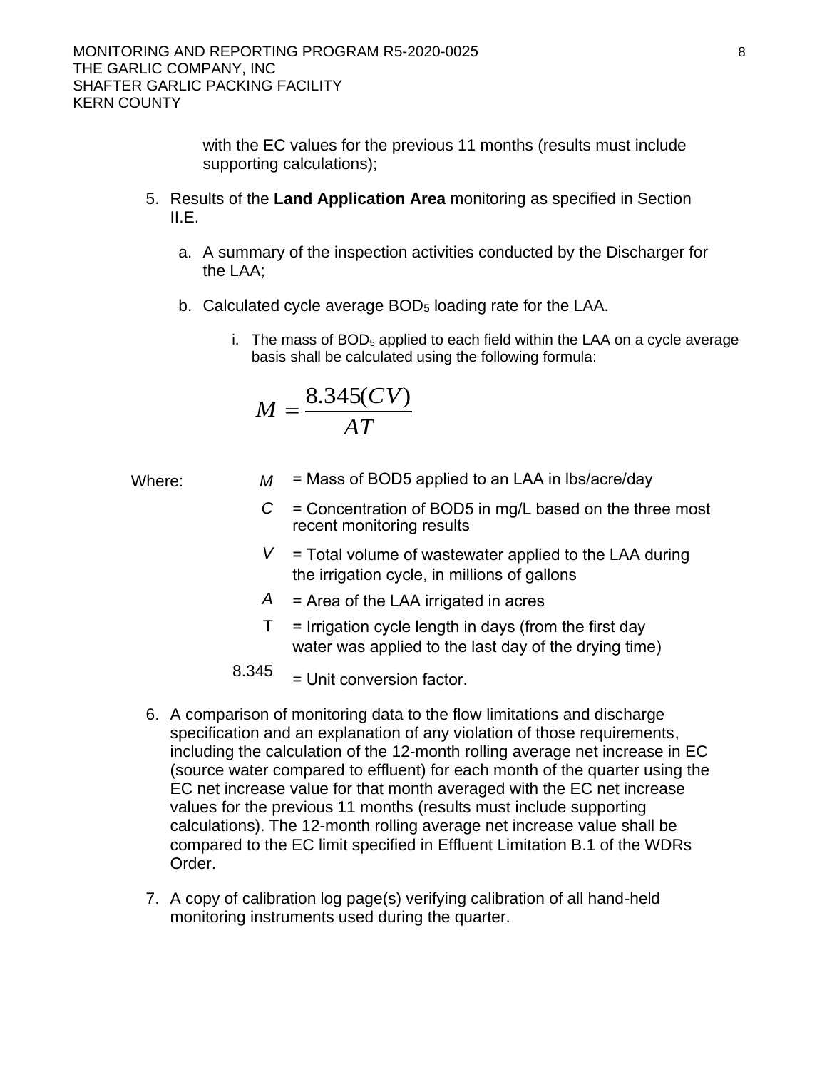with the EC values for the previous 11 months (results must include supporting calculations);

5. Results of the **Land Application Area** monitoring as specified in Section II.E.

   a. A summary of the inspection activities conducted by the Discharger for the LAA;

   b. Calculated cycle average $BOD_5$ loading rate for the LAA.

      i. The mass of $BOD_5$ applied to each field within the LAA on a cycle average basis shall be calculated using the following formula:

$$M = \frac{8.345(CV)}{AT}$$

Where:

- $M$ = Mass of BOD5 applied to an LAA in lbs/acre/day
- $C$ = Concentration of BOD5 in mg/L based on the three most recent monitoring results
- $V$ = Total volume of wastewater applied to the LAA during the irrigation cycle, in millions of gallons
- $A$ = Area of the LAA irrigated in acres
- T = Irrigation cycle length in days (from the first day water was applied to the last day of the drying time)
- 8.345 = Unit conversion factor.

6. A comparison of monitoring data to the flow limitations and discharge specification and an explanation of any violation of those requirements, including the calculation of the 12-month rolling average net increase in EC (source water compared to effluent) for each month of the quarter using the EC net increase value for that month averaged with the EC net increase values for the previous 11 months (results must include supporting calculations). The 12-month rolling average net increase value shall be compared to the EC limit specified in Effluent Limitation B.1 of the WDRs Order.

7. A copy of calibration log page(s) verifying calibration of all hand-held monitoring instruments used during the quarter.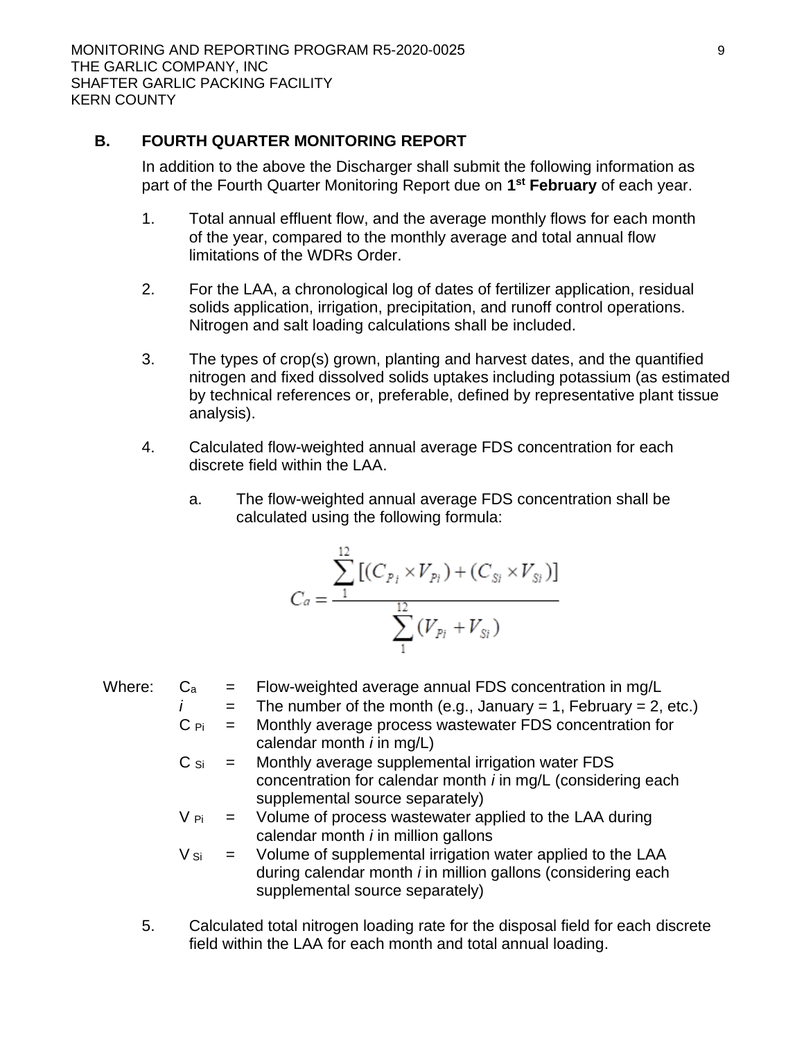## B. FOURTH QUARTER MONITORING REPORT

In addition to the above the Discharger shall submit the following information as part of the Fourth Quarter Monitoring Report due on **1st February** of each year.

1. Total annual effluent flow, and the average monthly flows for each month of the year, compared to the monthly average and total annual flow limitations of the WDRs Order.

2. For the LAA, a chronological log of dates of fertilizer application, residual solids application, irrigation, precipitation, and runoff control operations. Nitrogen and salt loading calculations shall be included.

3. The types of crop(s) grown, planting and harvest dates, and the quantified nitrogen and fixed dissolved solids uptakes including potassium (as estimated by technical references or, preferable, defined by representative plant tissue analysis).

4. Calculated flow-weighted annual average FDS concentration for each discrete field within the LAA.

   a. The flow-weighted annual average FDS concentration shall be calculated using the following formula:

$$C_a = \frac{\sum_{1}^{12} [(C_{Pi} \times V_{Pi}) + (C_{Si} \times V_{Si})]}{\sum_{1}^{12} (V_{Pi} + V_{Si})}$$

Where:

| | | |
|---|---|---|
| $C_a$ | = | Flow-weighted average annual FDS concentration in mg/L |
| $i$ | = | The number of the month (e.g., January = 1, February = 2, etc.) |
| $C_{Pi}$ | = | Monthly average process wastewater FDS concentration for calendar month *i* in mg/L) |
| $C_{Si}$ | = | Monthly average supplemental irrigation water FDS concentration for calendar month *i* in mg/L (considering each supplemental source separately) |
| $V_{Pi}$ | = | Volume of process wastewater applied to the LAA during calendar month *i* in million gallons |
| $V_{Si}$ | = | Volume of supplemental irrigation water applied to the LAA during calendar month *i* in million gallons (considering each supplemental source separately) |

5. Calculated total nitrogen loading rate for the disposal field for each discrete field within the LAA for each month and total annual loading.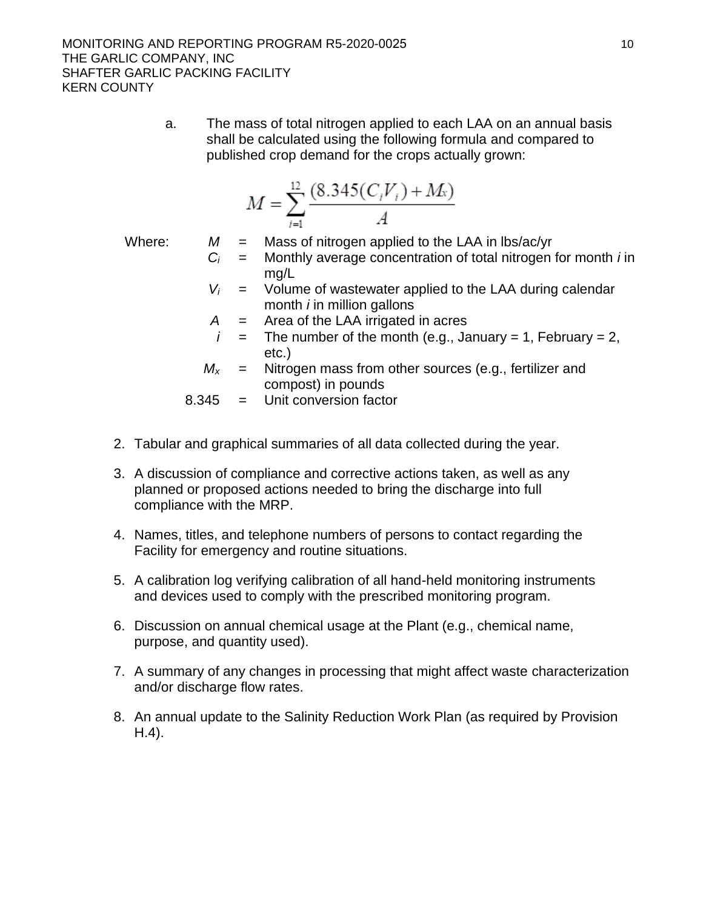a. The mass of total nitrogen applied to each LAA on an annual basis shall be calculated using the following formula and compared to published crop demand for the crops actually grown:

$$M = \sum_{i=1}^{12} \frac{(8.345(C_i V_i) + M_x)}{A}$$

Where:

- $M$ = Mass of nitrogen applied to the LAA in lbs/ac/yr
- $C_i$ = Monthly average concentration of total nitrogen for month *i* in mg/L
- $V_i$ = Volume of wastewater applied to the LAA during calendar month *i* in million gallons
- $A$ = Area of the LAA irrigated in acres
- $i$ = The number of the month (e.g., January = 1, February = 2, etc.)
- $M_x$ = Nitrogen mass from other sources (e.g., fertilizer and compost) in pounds
- 8.345 = Unit conversion factor

2. Tabular and graphical summaries of all data collected during the year.

3. A discussion of compliance and corrective actions taken, as well as any planned or proposed actions needed to bring the discharge into full compliance with the MRP.

4. Names, titles, and telephone numbers of persons to contact regarding the Facility for emergency and routine situations.

5. A calibration log verifying calibration of all hand-held monitoring instruments and devices used to comply with the prescribed monitoring program.

6. Discussion on annual chemical usage at the Plant (e.g., chemical name, purpose, and quantity used).

7. A summary of any changes in processing that might affect waste characterization and/or discharge flow rates.

8. An annual update to the Salinity Reduction Work Plan (as required by Provision H.4).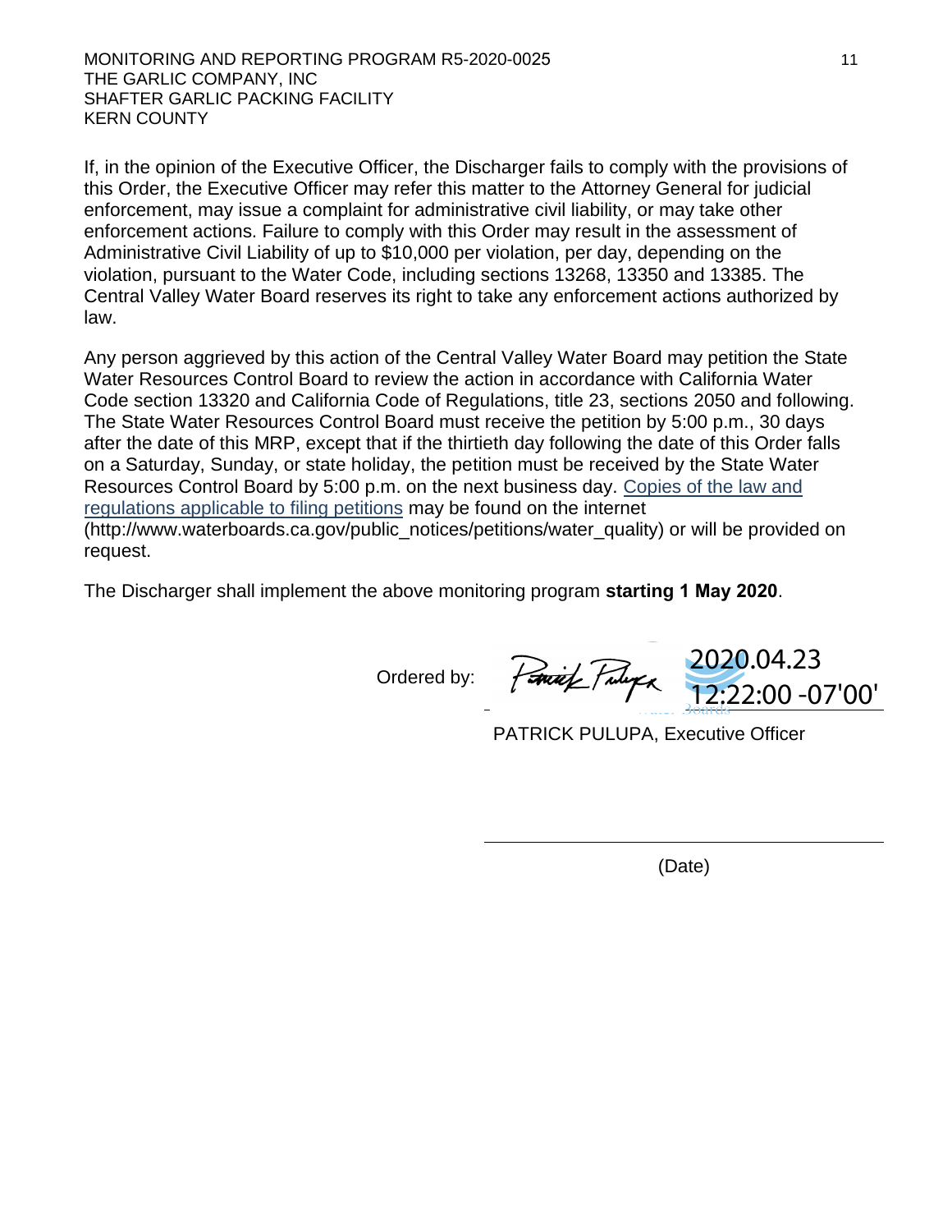If, in the opinion of the Executive Officer, the Discharger fails to comply with the provisions of this Order, the Executive Officer may refer this matter to the Attorney General for judicial enforcement, may issue a complaint for administrative civil liability, or may take other enforcement actions. Failure to comply with this Order may result in the assessment of Administrative Civil Liability of up to $10,000 per violation, per day, depending on the violation, pursuant to the Water Code, including sections 13268, 13350 and 13385. The Central Valley Water Board reserves its right to take any enforcement actions authorized by law.

Any person aggrieved by this action of the Central Valley Water Board may petition the State Water Resources Control Board to review the action in accordance with California Water Code section 13320 and California Code of Regulations, title 23, sections 2050 and following. The State Water Resources Control Board must receive the petition by 5:00 p.m., 30 days after the date of this MRP, except that if the thirtieth day following the date of this Order falls on a Saturday, Sunday, or state holiday, the petition must be received by the State Water Resources Control Board by 5:00 p.m. on the next business day. [Copies of the law and regulations applicable to filing petitions](http://www.waterboards.ca.gov/public_notices/petitions/water_quality) may be found on the internet (http://www.waterboards.ca.gov/public_notices/petitions/water_quality) or will be provided on request.

The Discharger shall implement the above monitoring program **starting 1 May 2020**.

Ordered by: Patrick Pulupa 2020.04.23 12:22:00 -07'00'

PATRICK PULUPA, Executive Officer

(Date)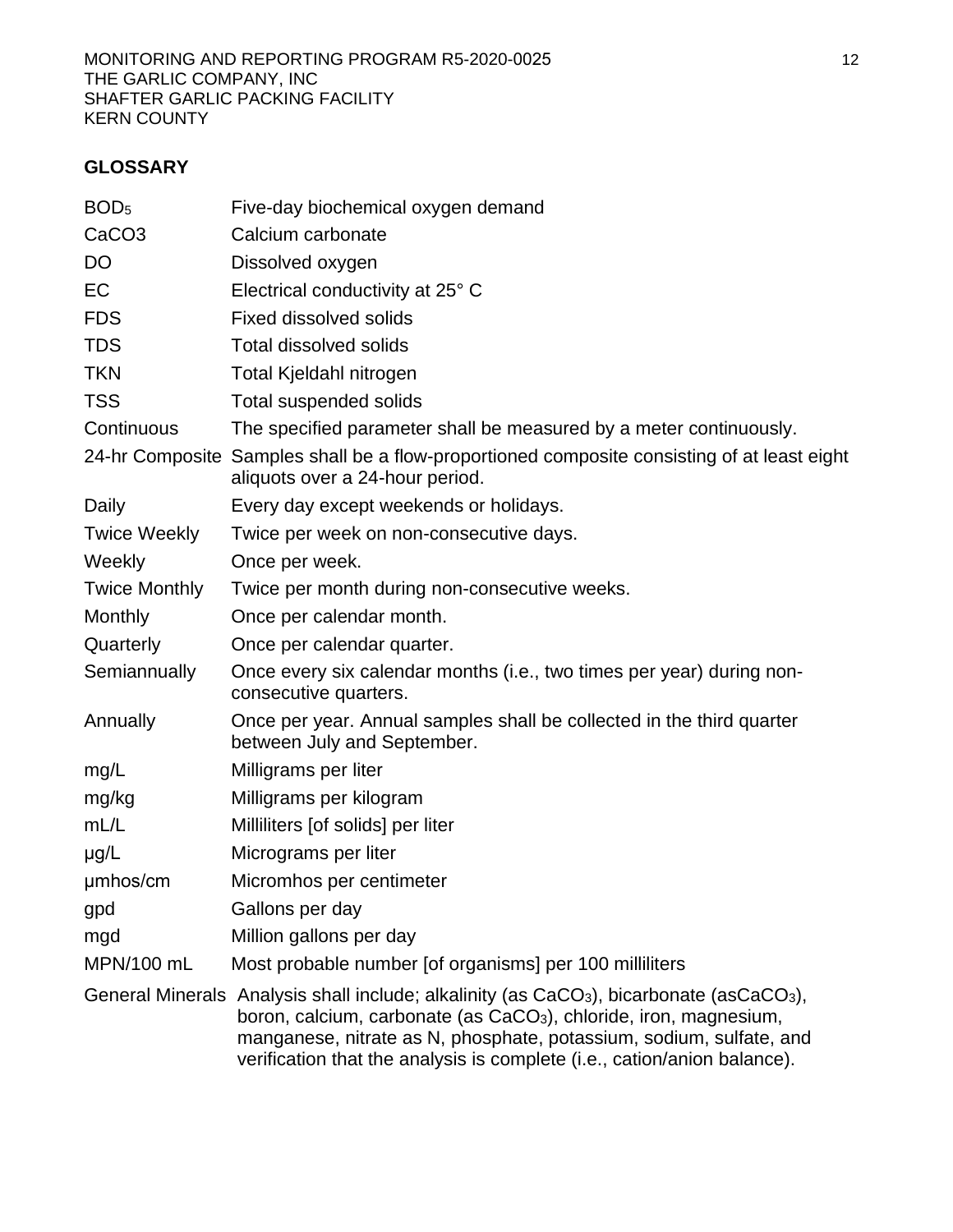## GLOSSARY

| | |
|---|---|
| $BOD_5$ | Five-day biochemical oxygen demand |
| CaCO3 | Calcium carbonate |
| DO | Dissolved oxygen |
| EC | Electrical conductivity at 25° C |
| FDS | Fixed dissolved solids |
| TDS | Total dissolved solids |
| TKN | Total Kjeldahl nitrogen |
| TSS | Total suspended solids |
| Continuous | The specified parameter shall be measured by a meter continuously. |
| 24-hr Composite | Samples shall be a flow-proportioned composite consisting of at least eight aliquots over a 24-hour period. |
| Daily | Every day except weekends or holidays. |
| Twice Weekly | Twice per week on non-consecutive days. |
| Weekly | Once per week. |
| Twice Monthly | Twice per month during non-consecutive weeks. |
| Monthly | Once per calendar month. |
| Quarterly | Once per calendar quarter. |
| Semiannually | Once every six calendar months (i.e., two times per year) during non-consecutive quarters. |
| Annually | Once per year. Annual samples shall be collected in the third quarter between July and September. |
| mg/L | Milligrams per liter |
| mg/kg | Milligrams per kilogram |
| mL/L | Milliliters [of solids] per liter |
| µg/L | Micrograms per liter |
| µmhos/cm | Micromhos per centimeter |
| gpd | Gallons per day |
| mgd | Million gallons per day |
| MPN/100 mL | Most probable number [of organisms] per 100 milliliters |
| General Minerals | Analysis shall include; alkalinity (as $CaCO_3$), bicarbonate (as$CaCO_3$), boron, calcium, carbonate (as $CaCO_3$), chloride, iron, magnesium, manganese, nitrate as N, phosphate, potassium, sodium, sulfate, and verification that the analysis is complete (i.e., cation/anion balance). |